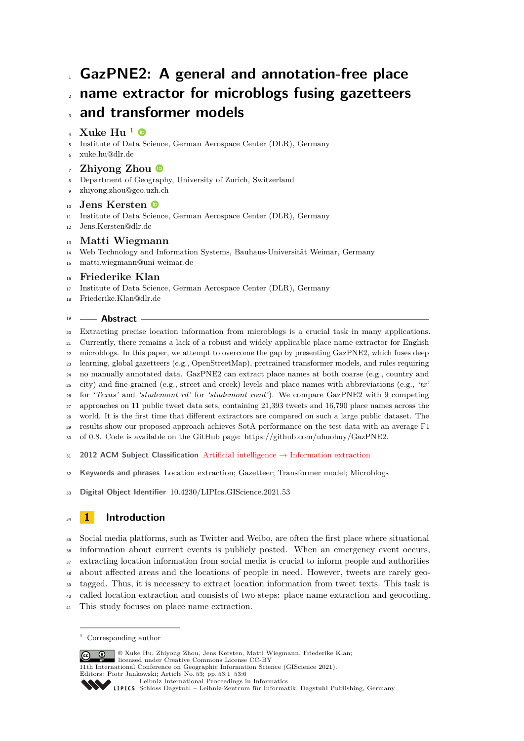# GazPNE2: A general and annotation-free place name extractor for microblogs fusing gazetteers and transformer models

**Xuke Hu** [1]
Institute of Data Science, German Aerospace Center (DLR), Germany
xuke.hu@dlr.de

**Zhiyong Zhou**
Department of Geography, University of Zurich, Switzerland
zhiyong.zhou@geo.uzh.ch

**Jens Kersten**
Institute of Data Science, German Aerospace Center (DLR), Germany
Jens.Kersten@dlr.de

**Matti Wiegmann**
Web Technology and Information Systems, Bauhaus-Universität Weimar, Germany
matti.wiegmann@uni-weimar.de

**Friederike Klan**
Institute of Data Science, German Aerospace Center (DLR), Germany
Friederike.Klan@dlr.de

## Abstract

Extracting precise location information from microblogs is a crucial task in many applications. Currently, there remains a lack of a robust and widely applicable place name extractor for English microblogs. In this paper, we attempt to overcome the gap by presenting GazPNE2, which fuses deep learning, global gazetteers (e.g., OpenStreetMap), pretrained transformer models, and rules requiring no manually annotated data. GazPNE2 can extract place names at both coarse (e.g., country and city) and fine-grained (e.g., street and creek) levels and place names with abbreviations (e.g., *'tx'* for *'Texas'* and *'studemont rd'* for *'studemont road'*). We compare GazPNE2 with 9 competing approaches on 11 public tweet data sets, containing 21,393 tweets and 16,790 place names across the world. It is the first time that different extractors are compared on such a large public dataset. The results show our proposed approach achieves SotA performance on the test data with an average F1 of 0.8. Code is available on the GitHub page: https://github.com/uhuohuy/GazPNE2.

**2012 ACM Subject Classification** Artificial intelligence → Information extraction

**Keywords and phrases** Location extraction; Gazetteer; Transformer model; Microblogs

**Digital Object Identifier** 10.4230/LIPIcs.GIScience.2021.53

## 1 Introduction

Social media platforms, such as Twitter and Weibo, are often the first place where situational information about current events is publicly posted. When an emergency event occurs, extracting location information from social media is crucial to inform people and authorities about affected areas and the locations of people in need. However, tweets are rarely geo-tagged. Thus, it is necessary to extract location information from tweet texts. This task is called location extraction and consists of two steps: place name extraction and geocoding. This study focuses on place name extraction.

[1] Corresponding author

© Xuke Hu, Zhiyong Zhou, Jens Kersten, Matti Wiegmann, Friederike Klan; licensed under Creative Commons License CC-BY
11th International Conference on Geographic Information Science (GIScience 2021).
Editors: Piotr Jankowski; Article No. 53; pp. 53:1–53:6
Leibniz International Proceedings in Informatics
Schloss Dagstuhl – Leibniz-Zentrum für Informatik, Dagstuhl Publishing, Germany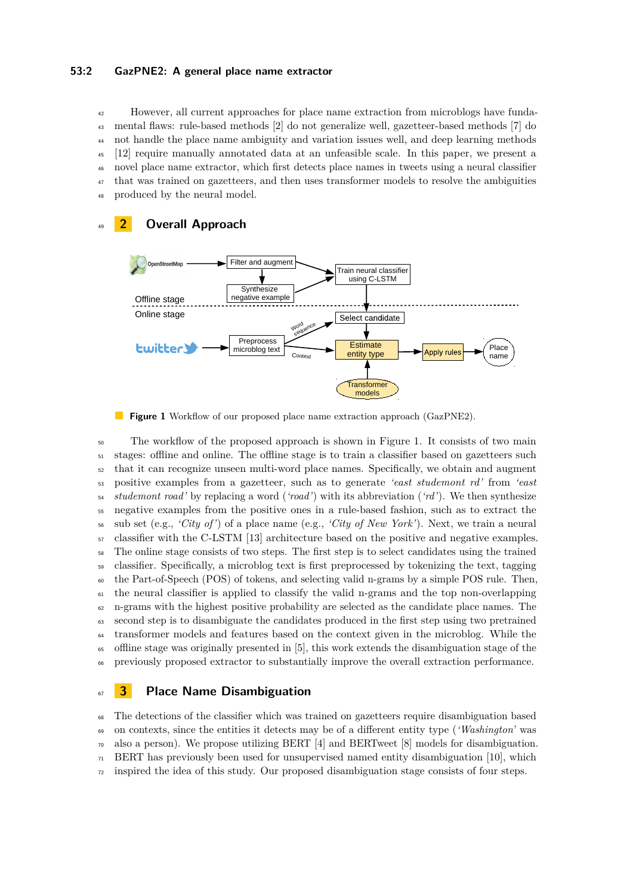However, all current approaches for place name extraction from microblogs have fundamental flaws: rule-based methods [2] do not generalize well, gazetteer-based methods [7] do not handle the place name ambiguity and variation issues well, and deep learning methods [12] require manually annotated data at an unfeasible scale. In this paper, we present a novel place name extractor, which first detects place names in tweets using a neural classifier that was trained on gazetteers, and then uses transformer models to resolve the ambiguities produced by the neural model.

## 2 Overall Approach

**Figure 1** Workflow of our proposed place name extraction approach (GazPNE2).

The workflow of the proposed approach is shown in Figure 1. It consists of two main stages: offline and online. The offline stage is to train a classifier based on gazetteers such that it can recognize unseen multi-word place names. Specifically, we obtain and augment positive examples from a gazetteer, such as to generate *'east studemont rd'* from *'east studemont road'* by replacing a word (*'road'*) with its abbreviation (*'rd'*). We then synthesize negative examples from the positive ones in a rule-based fashion, such as to extract the sub set (e.g., *'City of'*) of a place name (e.g., *'City of New York'*). Next, we train a neural classifier with the C-LSTM [13] architecture based on the positive and negative examples. The online stage consists of two steps. The first step is to select candidates using the trained classifier. Specifically, a microblog text is first preprocessed by tokenizing the text, tagging the Part-of-Speech (POS) of tokens, and selecting valid n-grams by a simple POS rule. Then, the neural classifier is applied to classify the valid n-grams and the top non-overlapping n-grams with the highest positive probability are selected as the candidate place names. The second step is to disambiguate the candidates produced in the first step using two pretrained transformer models and features based on the context given in the microblog. While the offline stage was originally presented in [5], this work extends the disambiguation stage of the previously proposed extractor to substantially improve the overall extraction performance.

## 3 Place Name Disambiguation

The detections of the classifier which was trained on gazetteers require disambiguation based on contexts, since the entities it detects may be of a different entity type (*'Washington'* was also a person). We propose utilizing BERT [4] and BERTweet [8] models for disambiguation. BERT has previously been used for unsupervised named entity disambiguation [10], which inspired the idea of this study. Our proposed disambiguation stage consists of four steps.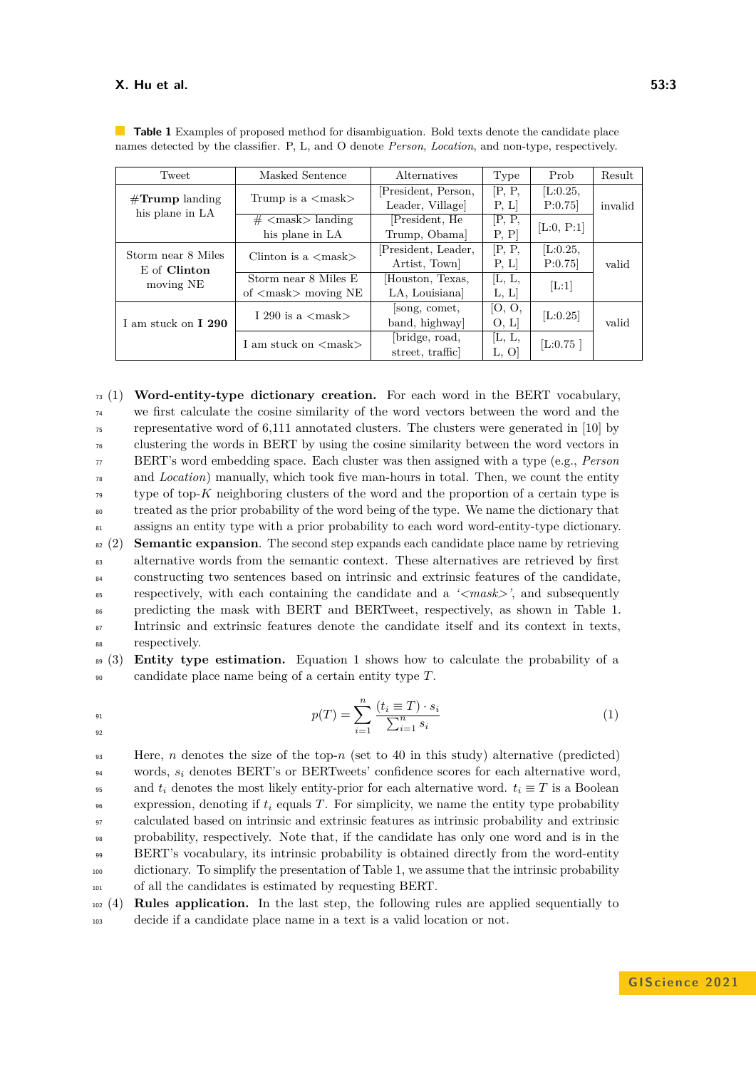**Table 1** Examples of proposed method for disambiguation. Bold texts denote the candidate place names detected by the classifier. P, L, and O denote *Person*, *Location*, and non-type, respectively.

| Tweet | Masked Sentence | Alternatives | Type | Prob | Result |
|---|---|---|---|---|---|
| #**Trump** landing his plane in LA | Trump is a <mask> | [President, Person, Leader, Village] | [P, P, P, L] | [L:0.25, P:0.75] | invalid |
| | # <mask> landing his plane in LA | [President, He Trump, Obama] | [P, P, P, P] | [L:0, P:1] | |
| Storm near 8 Miles E of **Clinton** moving NE | Clinton is a <mask> | [President, Leader, Artist, Town] | [P, P, P, L] | [L:0.25, P:0.75] | valid |
| | Storm near 8 Miles E of <mask> moving NE | [Houston, Texas, LA, Louisiana] | [L, L, L, L] | [L:1] | |
| I am stuck on **I 290** | I 290 is a <mask> | [song, comet, band, highway] | [O, O, O, L] | [L:0.25] | valid |
| | I am stuck on <mask> | [bridge, road, street, traffic] | [L, L, L, O] | [L:0.75 ] | |

(1) **Word-entity-type dictionary creation.** For each word in the BERT vocabulary, we first calculate the cosine similarity of the word vectors between the word and the representative word of 6,111 annotated clusters. The clusters were generated in [10] by clustering the words in BERT by using the cosine similarity between the word vectors in BERT's word embedding space. Each cluster was then assigned with a type (e.g., *Person* and *Location*) manually, which took five man-hours in total. Then, we count the entity type of top-$K$ neighboring clusters of the word and the proportion of a certain type is treated as the prior probability of the word being of the type. We name the dictionary that assigns an entity type with a prior probability to each word word-entity-type dictionary.

(2) **Semantic expansion**. The second step expands each candidate place name by retrieving alternative words from the semantic context. These alternatives are retrieved by first constructing two sentences based on intrinsic and extrinsic features of the candidate, respectively, with each containing the candidate and a *'<mask>'*, and subsequently predicting the mask with BERT and BERTweet, respectively, as shown in Table 1. Intrinsic and extrinsic features denote the candidate itself and its context in texts, respectively.

(3) **Entity type estimation.** Equation 1 shows how to calculate the probability of a candidate place name being of a certain entity type $T$.

$$p(T) = \sum_{i=1}^{n} \frac{(t_i \equiv T) \cdot s_i}{\sum_{i=1}^{n} s_i} \tag{1}$$

Here, $n$ denotes the size of the top-$n$ (set to 40 in this study) alternative (predicted) words, $s_i$ denotes BERT's or BERTweets' confidence scores for each alternative word, and $t_i$ denotes the most likely entity-prior for each alternative word. $t_i \equiv T$ is a Boolean expression, denoting if $t_i$ equals $T$. For simplicity, we name the entity type probability calculated based on intrinsic and extrinsic features as intrinsic probability and extrinsic probability, respectively. Note that, if the candidate has only one word and is in the BERT's vocabulary, its intrinsic probability is obtained directly from the word-entity dictionary. To simplify the presentation of Table 1, we assume that the intrinsic probability of all the candidates is estimated by requesting BERT.

(4) **Rules application.** In the last step, the following rules are applied sequentially to decide if a candidate place name in a text is a valid location or not.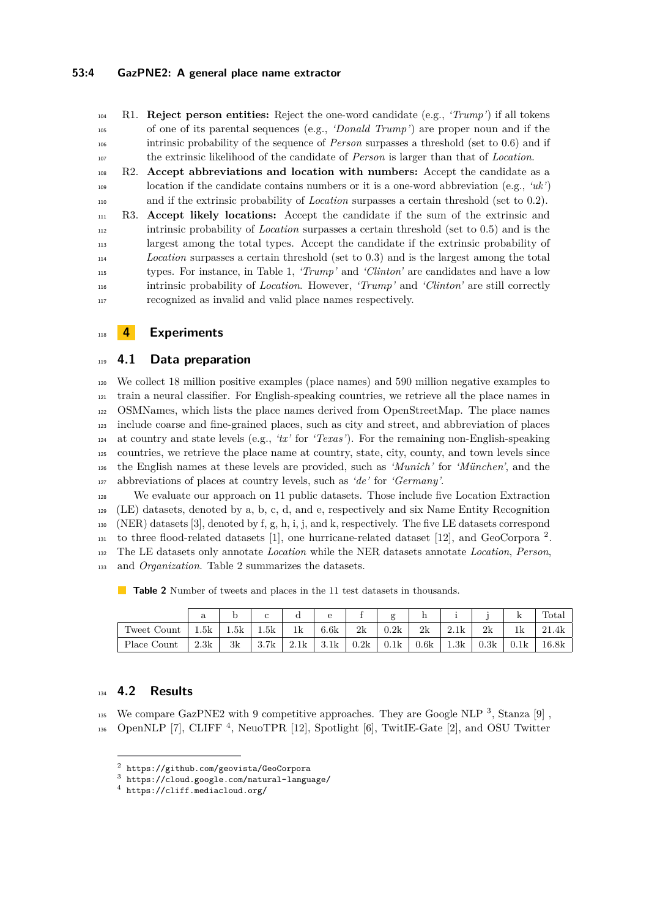R1. **Reject person entities:** Reject the one-word candidate (e.g., *'Trump'*) if all tokens of one of its parental sequences (e.g., *'Donald Trump'*) are proper noun and if the intrinsic probability of the sequence of *Person* surpasses a threshold (set to 0.6) and if the extrinsic likelihood of the candidate of *Person* is larger than that of *Location*.

R2. **Accept abbreviations and location with numbers:** Accept the candidate as a location if the candidate contains numbers or it is a one-word abbreviation (e.g., *'uk'*) and if the extrinsic probability of *Location* surpasses a certain threshold (set to 0.2).

R3. **Accept likely locations:** Accept the candidate if the sum of the extrinsic and intrinsic probability of *Location* surpasses a certain threshold (set to 0.5) and is the largest among the total types. Accept the candidate if the extrinsic probability of *Location* surpasses a certain threshold (set to 0.3) and is the largest among the total types. For instance, in Table 1, *'Trump'* and *'Clinton'* are candidates and have a low intrinsic probability of *Location*. However, *'Trump'* and *'Clinton'* are still correctly recognized as invalid and valid place names respectively.

## 4 Experiments

### 4.1 Data preparation

We collect 18 million positive examples (place names) and 590 million negative examples to train a neural classifier. For English-speaking countries, we retrieve all the place names in OSMNames, which lists the place names derived from OpenStreetMap. The place names include coarse and fine-grained places, such as city and street, and abbreviation of places at country and state levels (e.g., *'tx'* for *'Texas'*). For the remaining non-English-speaking countries, we retrieve the place name at country, state, city, county, and town levels since the English names at these levels are provided, such as *'Munich'* for *'München'*, and the abbreviations of places at country levels, such as *'de'* for *'Germany'*.

We evaluate our approach on 11 public datasets. Those include five Location Extraction (LE) datasets, denoted by a, b, c, d, and e, respectively and six Name Entity Recognition (NER) datasets [3], denoted by f, g, h, i, j, and k, respectively. The five LE datasets correspond to three flood-related datasets [1], one hurricane-related dataset [12], and GeoCorpora [2]. The LE datasets only annotate *Location* while the NER datasets annotate *Location*, *Person*, and *Organization*. Table 2 summarizes the datasets.

**Table 2** Number of tweets and places in the 11 test datasets in thousands.

| | a | b | c | d | e | f | g | h | i | j | k | Total |
|---|---|---|---|---|---|---|---|---|---|---|---|---|
| Tweet Count | 1.5k | 1.5k | 1.5k | 1k | 6.6k | 2k | 0.2k | 2k | 2.1k | 2k | 1k | 21.4k |
| Place Count | 2.3k | 3k | 3.7k | 2.1k | 3.1k | 0.2k | 0.1k | 0.6k | 1.3k | 0.3k | 0.1k | 16.8k |

### 4.2 Results

We compare GazPNE2 with 9 competitive approaches. They are Google NLP [3], Stanza [9] , OpenNLP [7], CLIFF [4], NeuoTPR [12], Spotlight [6], TwitIE-Gate [2], and OSU Twitter

[2] https://github.com/geovista/GeoCorpora
[3] https://cloud.google.com/natural-language/
[4] https://cliff.mediacloud.org/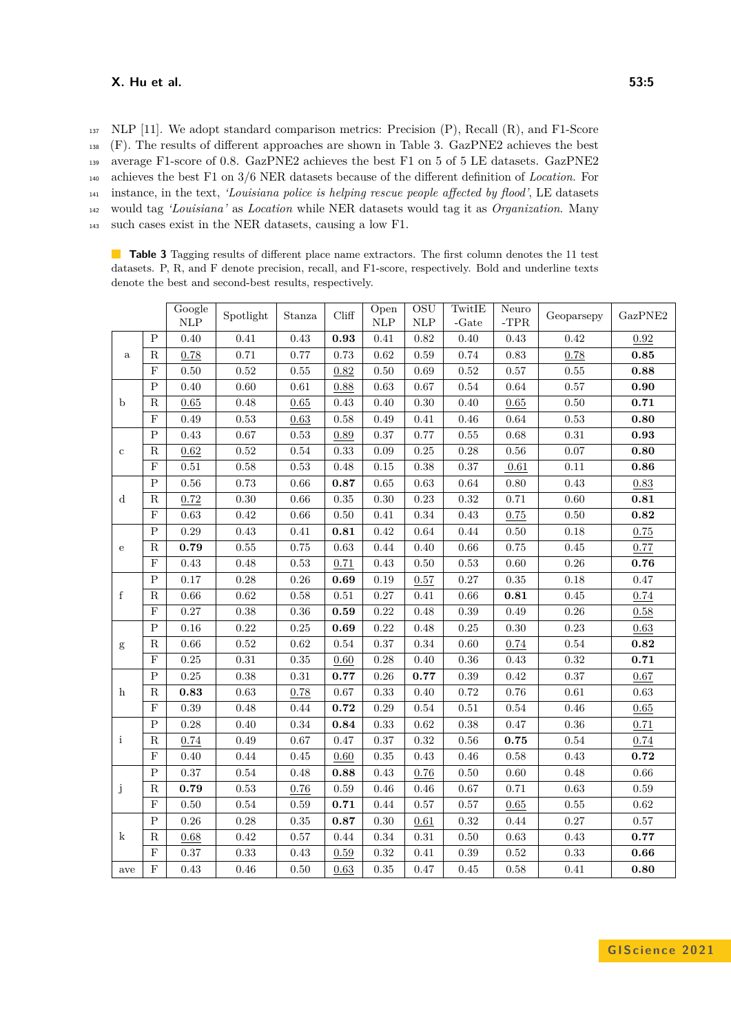NLP [11]. We adopt standard comparison metrics: Precision (P), Recall (R), and F1-Score (F). The results of different approaches are shown in Table 3. GazPNE2 achieves the best average F1-score of 0.8. GazPNE2 achieves the best F1 on 5 of 5 LE datasets. GazPNE2 achieves the best F1 on 3/6 NER datasets because of the different definition of *Location*. For instance, in the text, *'Louisiana police is helping rescue people affected by flood'*, LE datasets would tag *'Louisiana'* as *Location* while NER datasets would tag it as *Organization*. Many such cases exist in the NER datasets, causing a low F1.

**Table 3** Tagging results of different place name extractors. The first column denotes the 11 test datasets. P, R, and F denote precision, recall, and F1-score, respectively. Bold and underline texts denote the best and second-best results, respectively.

| | | Google NLP | Spotlight | Stanza | Cliff | Open NLP | OSU NLP | TwitIE -Gate | Neuro -TPR | Geoparsepy | GazPNE2 |
|---|---|---|---|---|---|---|---|---|---|---|---|
| a | P | 0.40 | 0.41 | 0.43 | **0.93** | 0.41 | 0.82 | 0.40 | 0.43 | 0.42 | <u>0.92</u> |
| | R | <u>0.78</u> | 0.71 | 0.77 | 0.73 | 0.62 | 0.59 | 0.74 | 0.83 | <u>0.78</u> | **0.85** |
| | F | 0.50 | 0.52 | 0.55 | <u>0.82</u> | 0.50 | 0.69 | 0.52 | 0.57 | 0.55 | **0.88** |
| b | P | 0.40 | 0.60 | 0.61 | <u>0.88</u> | 0.63 | 0.67 | 0.54 | 0.64 | 0.57 | **0.90** |
| | R | <u>0.65</u> | 0.48 | <u>0.65</u> | 0.43 | 0.40 | 0.30 | 0.40 | <u>0.65</u> | 0.50 | **0.71** |
| | F | 0.49 | 0.53 | <u>0.63</u> | 0.58 | 0.49 | 0.41 | 0.46 | 0.64 | 0.53 | **0.80** |
| c | P | 0.43 | 0.67 | 0.53 | <u>0.89</u> | 0.37 | 0.77 | 0.55 | 0.68 | 0.31 | **0.93** |
| | R | <u>0.62</u> | 0.52 | 0.54 | 0.33 | 0.09 | 0.25 | 0.28 | 0.56 | 0.07 | **0.80** |
| | F | 0.51 | 0.58 | 0.53 | 0.48 | 0.15 | 0.38 | 0.37 | <u>0.61</u> | 0.11 | **0.86** |
| d | P | 0.56 | 0.73 | 0.66 | **0.87** | 0.65 | 0.63 | 0.64 | 0.80 | 0.43 | <u>0.83</u> |
| | R | <u>0.72</u> | 0.30 | 0.66 | 0.35 | 0.30 | 0.23 | 0.32 | 0.71 | 0.60 | **0.81** |
| | F | 0.63 | 0.42 | 0.66 | 0.50 | 0.41 | 0.34 | 0.43 | <u>0.75</u> | 0.50 | **0.82** |
| e | P | 0.29 | 0.43 | 0.41 | **0.81** | 0.42 | 0.64 | 0.44 | 0.50 | 0.18 | <u>0.75</u> |
| | R | **0.79** | 0.55 | 0.75 | 0.63 | 0.44 | 0.40 | 0.66 | 0.75 | 0.45 | <u>0.77</u> |
| | F | 0.43 | 0.48 | 0.53 | <u>0.71</u> | 0.43 | 0.50 | 0.53 | 0.60 | 0.26 | **0.76** |
| f | P | 0.17 | 0.28 | 0.26 | **0.69** | 0.19 | <u>0.57</u> | 0.27 | 0.35 | 0.18 | 0.47 |
| | R | 0.66 | 0.62 | 0.58 | 0.51 | 0.27 | 0.41 | 0.66 | **0.81** | 0.45 | <u>0.74</u> |
| | F | 0.27 | 0.38 | 0.36 | **0.59** | 0.22 | 0.48 | 0.39 | 0.49 | 0.26 | <u>0.58</u> |
| g | P | 0.16 | 0.22 | 0.25 | **0.69** | 0.22 | 0.48 | 0.25 | 0.30 | 0.23 | <u>0.63</u> |
| | R | 0.66 | 0.52 | 0.62 | 0.54 | 0.37 | 0.34 | 0.60 | <u>0.74</u> | 0.54 | **0.82** |
| | F | 0.25 | 0.31 | 0.35 | <u>0.60</u> | 0.28 | 0.40 | 0.36 | 0.43 | 0.32 | **0.71** |
| h | P | 0.25 | 0.38 | 0.31 | **0.77** | 0.26 | **0.77** | 0.39 | 0.42 | 0.37 | <u>0.67</u> |
| | R | **0.83** | 0.63 | <u>0.78</u> | 0.67 | 0.33 | 0.40 | 0.72 | 0.76 | 0.61 | 0.63 |
| | F | 0.39 | 0.48 | 0.44 | **0.72** | 0.29 | 0.54 | 0.51 | 0.54 | 0.46 | <u>0.65</u> |
| i | P | 0.28 | 0.40 | 0.34 | **0.84** | 0.33 | 0.62 | 0.38 | 0.47 | 0.36 | <u>0.71</u> |
| | R | <u>0.74</u> | 0.49 | 0.67 | 0.47 | 0.37 | 0.32 | 0.56 | **0.75** | 0.54 | <u>0.74</u> |
| | F | 0.40 | 0.44 | 0.45 | <u>0.60</u> | 0.35 | 0.43 | 0.46 | 0.58 | 0.43 | **0.72** |
| j | P | 0.37 | 0.54 | 0.48 | **0.88** | 0.43 | <u>0.76</u> | 0.50 | 0.60 | 0.48 | 0.66 |
| | R | **0.79** | 0.53 | <u>0.76</u> | 0.59 | 0.46 | 0.46 | 0.67 | 0.71 | 0.63 | 0.59 |
| | F | 0.50 | 0.54 | 0.59 | **0.71** | 0.44 | 0.57 | 0.57 | <u>0.65</u> | 0.55 | 0.62 |
| k | P | 0.26 | 0.28 | 0.35 | **0.87** | 0.30 | <u>0.61</u> | 0.32 | 0.44 | 0.27 | 0.57 |
| | R | <u>0.68</u> | 0.42 | 0.57 | 0.44 | 0.34 | 0.31 | 0.50 | 0.63 | 0.43 | **0.77** |
| | F | 0.37 | 0.33 | 0.43 | <u>0.59</u> | 0.32 | 0.41 | 0.39 | 0.52 | 0.33 | **0.66** |
| ave | F | 0.43 | 0.46 | 0.50 | <u>0.63</u> | 0.35 | 0.47 | 0.45 | 0.58 | 0.41 | **0.80** |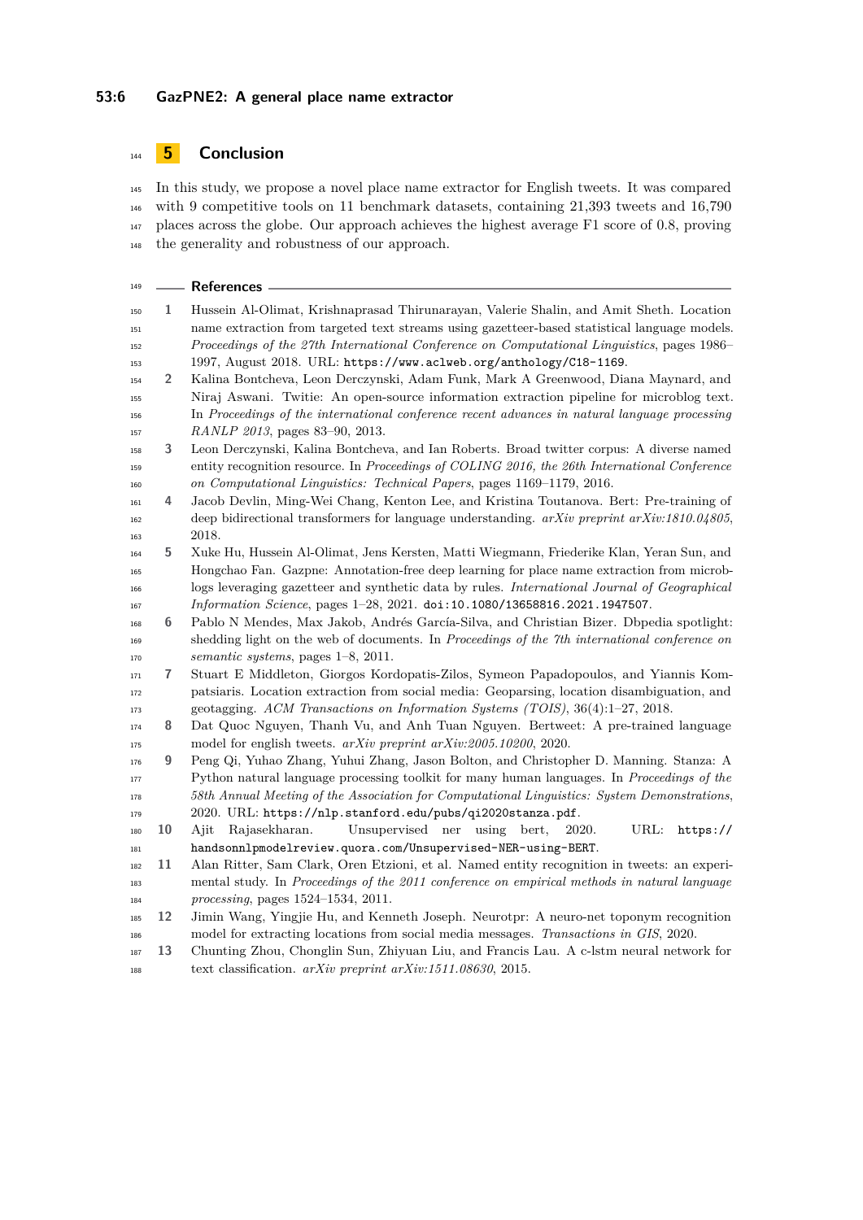## 5 Conclusion

In this study, we propose a novel place name extractor for English tweets. It was compared with 9 competitive tools on 11 benchmark datasets, containing 21,393 tweets and 16,790 places across the globe. Our approach achieves the highest average F1 score of 0.8, proving the generality and robustness of our approach.

## References

1. Hussein Al-Olimat, Krishnaprasad Thirunarayan, Valerie Shalin, and Amit Sheth. Location name extraction from targeted text streams using gazetteer-based statistical language models. *Proceedings of the 27th International Conference on Computational Linguistics*, pages 1986–1997, August 2018. URL: https://www.aclweb.org/anthology/C18-1169.
2. Kalina Bontcheva, Leon Derczynski, Adam Funk, Mark A Greenwood, Diana Maynard, and Niraj Aswani. Twitie: An open-source information extraction pipeline for microblog text. In *Proceedings of the international conference recent advances in natural language processing RANLP 2013*, pages 83–90, 2013.
3. Leon Derczynski, Kalina Bontcheva, and Ian Roberts. Broad twitter corpus: A diverse named entity recognition resource. In *Proceedings of COLING 2016, the 26th International Conference on Computational Linguistics: Technical Papers*, pages 1169–1179, 2016.
4. Jacob Devlin, Ming-Wei Chang, Kenton Lee, and Kristina Toutanova. Bert: Pre-training of deep bidirectional transformers for language understanding. *arXiv preprint arXiv:1810.04805*, 2018.
5. Xuke Hu, Hussein Al-Olimat, Jens Kersten, Matti Wiegmann, Friederike Klan, Yeran Sun, and Hongchao Fan. Gazpne: Annotation-free deep learning for place name extraction from microblogs leveraging gazetteer and synthetic data by rules. *International Journal of Geographical Information Science*, pages 1–28, 2021. doi:10.1080/13658816.2021.1947507.
6. Pablo N Mendes, Max Jakob, Andrés García-Silva, and Christian Bizer. Dbpedia spotlight: shedding light on the web of documents. In *Proceedings of the 7th international conference on semantic systems*, pages 1–8, 2011.
7. Stuart E Middleton, Giorgos Kordopatis-Zilos, Symeon Papadopoulos, and Yiannis Kompatsiaris. Location extraction from social media: Geoparsing, location disambiguation, and geotagging. *ACM Transactions on Information Systems (TOIS)*, 36(4):1–27, 2018.
8. Dat Quoc Nguyen, Thanh Vu, and Anh Tuan Nguyen. Bertweet: A pre-trained language model for english tweets. *arXiv preprint arXiv:2005.10200*, 2020.
9. Peng Qi, Yuhao Zhang, Yuhui Zhang, Jason Bolton, and Christopher D. Manning. Stanza: A Python natural language processing toolkit for many human languages. In *Proceedings of the 58th Annual Meeting of the Association for Computational Linguistics: System Demonstrations*, 2020. URL: https://nlp.stanford.edu/pubs/qi2020stanza.pdf.
10. Ajit Rajasekharan. Unsupervised ner using bert, 2020. URL: https://handsonnlpmodelreview.quora.com/Unsupervised-NER-using-BERT.
11. Alan Ritter, Sam Clark, Oren Etzioni, et al. Named entity recognition in tweets: an experimental study. In *Proceedings of the 2011 conference on empirical methods in natural language processing*, pages 1524–1534, 2011.
12. Jimin Wang, Yingjie Hu, and Kenneth Joseph. Neurotpr: A neuro-net toponym recognition model for extracting locations from social media messages. *Transactions in GIS*, 2020.
13. Chunting Zhou, Chonglin Sun, Zhiyuan Liu, and Francis Lau. A c-lstm neural network for text classification. *arXiv preprint arXiv:1511.08630*, 2015.